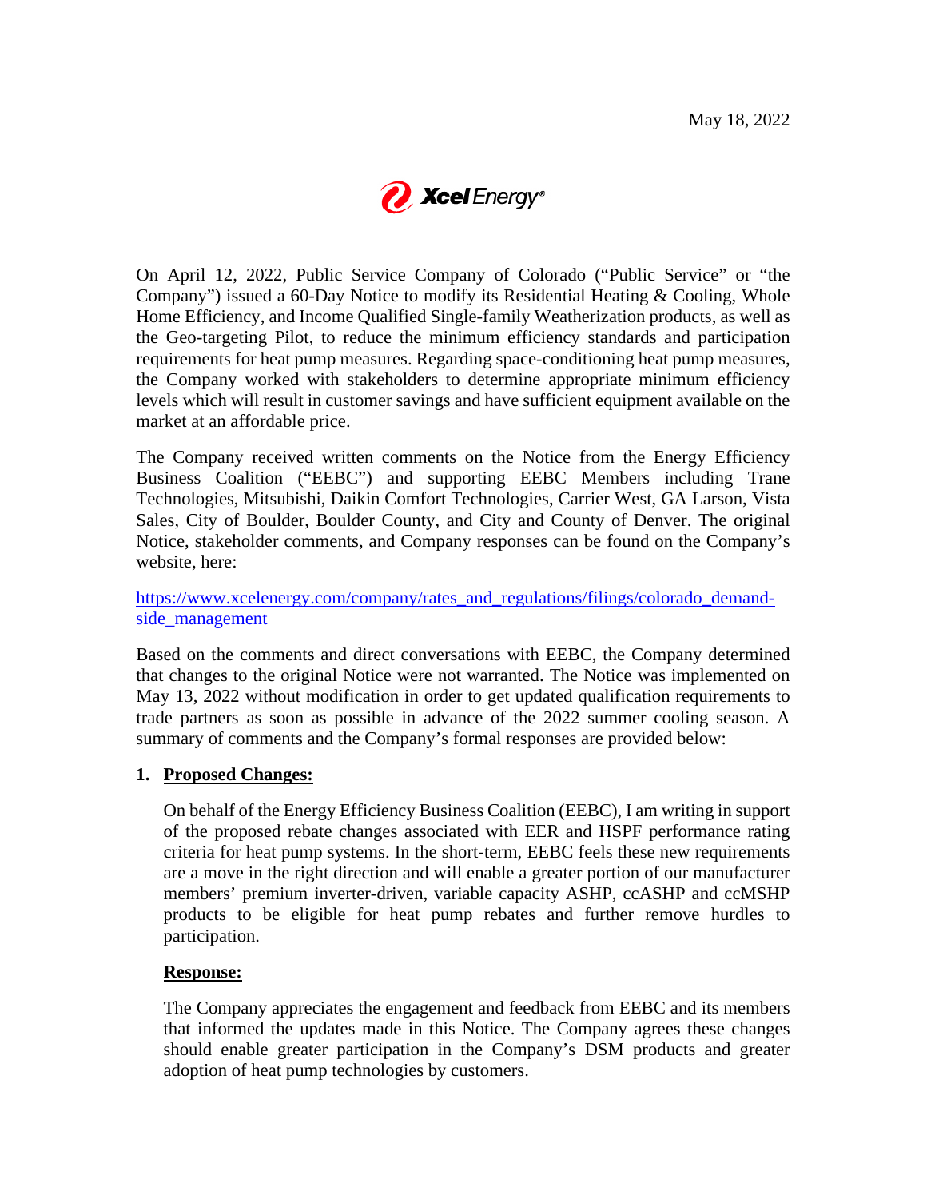May 18, 2022

Xcel Energy®

On April 12, 2022, Public Service Company of Colorado ("Public Service" or "the Company") issued a 60-Day Notice to modify its Residential Heating & Cooling, Whole Home Efficiency, and Income Qualified Single-family Weatherization products, as well as the Geo-targeting Pilot, to reduce the minimum efficiency standards and participation requirements for heat pump measures. Regarding space-conditioning heat pump measures, the Company worked with stakeholders to determine appropriate minimum efficiency levels which will result in customer savings and have sufficient equipment available on the market at an affordable price.

The Company received written comments on the Notice from the Energy Efficiency Business Coalition ("EEBC") and supporting EEBC Members including Trane Technologies, Mitsubishi, Daikin Comfort Technologies, Carrier West, GA Larson, Vista Sales, City of Boulder, Boulder County, and City and County of Denver. The original Notice, stakeholder comments, and Company responses can be found on the Company's website, here:

https://www.xcelenergy.com/company/rates_and_regulations/filings/colorado_demand-side_management

Based on the comments and direct conversations with EEBC, the Company determined that changes to the original Notice were not warranted. The Notice was implemented on May 13, 2022 without modification in order to get updated qualification requirements to trade partners as soon as possible in advance of the 2022 summer cooling season. A summary of comments and the Company's formal responses are provided below:

1. **Proposed Changes:**

   On behalf of the Energy Efficiency Business Coalition (EEBC), I am writing in support of the proposed rebate changes associated with EER and HSPF performance rating criteria for heat pump systems. In the short-term, EEBC feels these new requirements are a move in the right direction and will enable a greater portion of our manufacturer members' premium inverter-driven, variable capacity ASHP, ccASHP and ccMSHP products to be eligible for heat pump rebates and further remove hurdles to participation.

   **Response:**

   The Company appreciates the engagement and feedback from EEBC and its members that informed the updates made in this Notice. The Company agrees these changes should enable greater participation in the Company's DSM products and greater adoption of heat pump technologies by customers.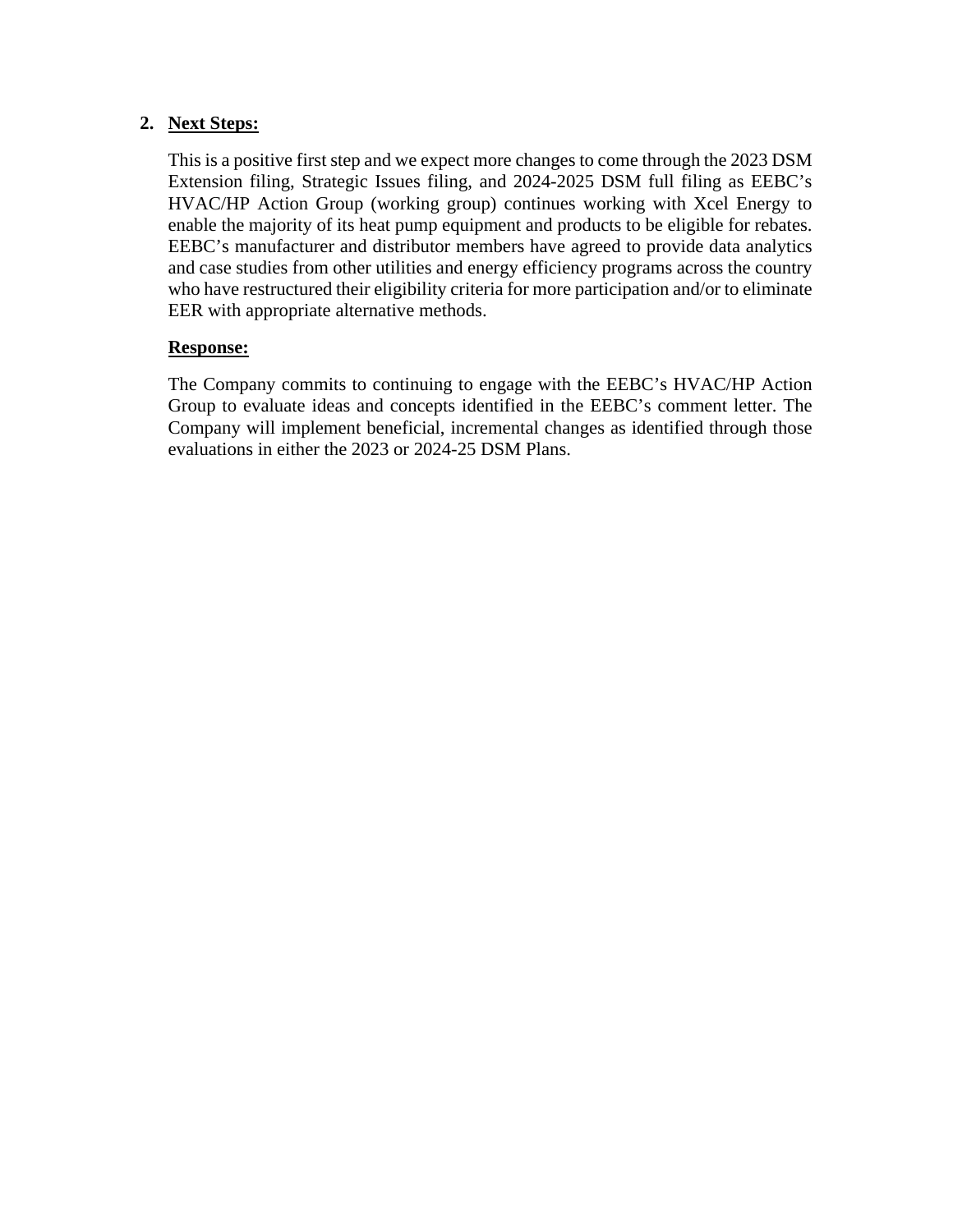2. **<u>Next Steps:</u>**

   This is a positive first step and we expect more changes to come through the 2023 DSM Extension filing, Strategic Issues filing, and 2024-2025 DSM full filing as EEBC's HVAC/HP Action Group (working group) continues working with Xcel Energy to enable the majority of its heat pump equipment and products to be eligible for rebates. EEBC's manufacturer and distributor members have agreed to provide data analytics and case studies from other utilities and energy efficiency programs across the country who have restructured their eligibility criteria for more participation and/or to eliminate EER with appropriate alternative methods.

   **<u>Response:</u>**

   The Company commits to continuing to engage with the EEBC's HVAC/HP Action Group to evaluate ideas and concepts identified in the EEBC's comment letter. The Company will implement beneficial, incremental changes as identified through those evaluations in either the 2023 or 2024-25 DSM Plans.